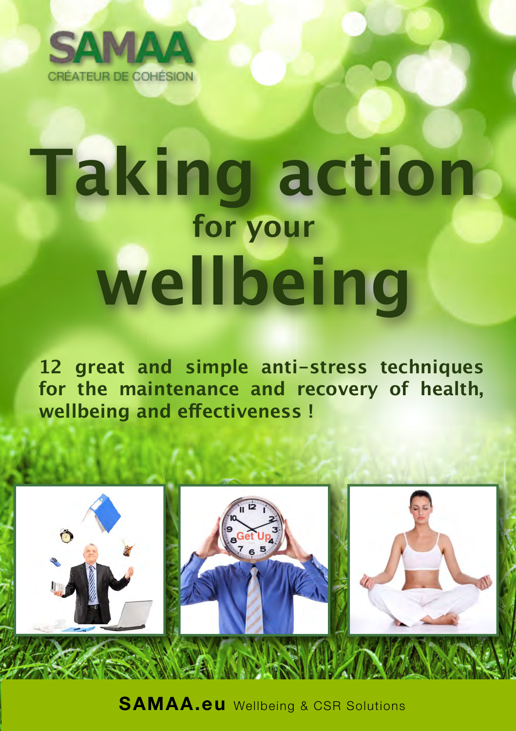SAMAA

CRÉATEUR DE COHÉSION

# Taking action for your wellbeing

**12 great and simple anti-stress techniques for the maintenance and recovery of health, wellbeing and effectiveness !**

**SAMAA.eu** Wellbeing & CSR Solutions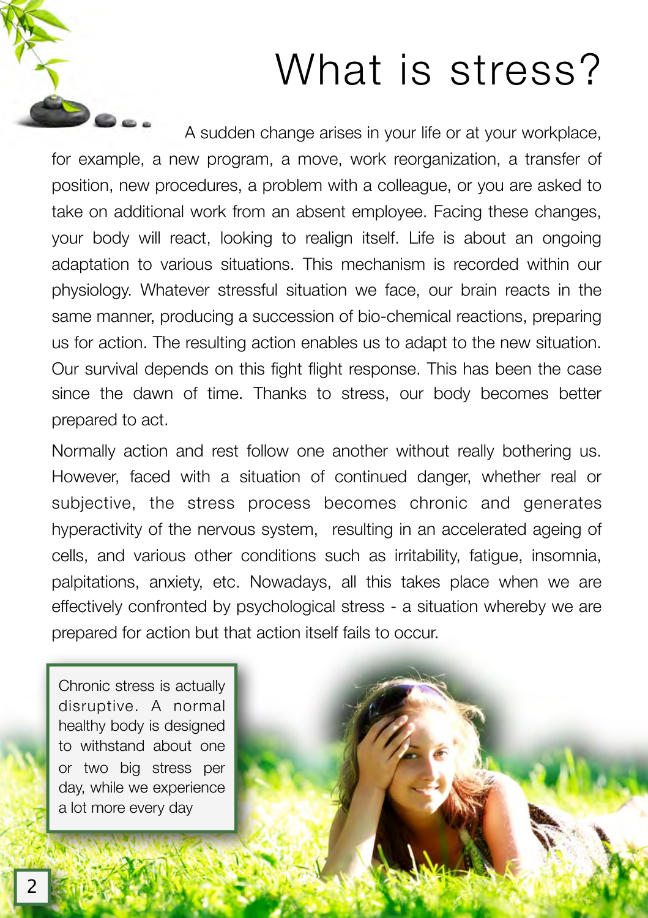# What is stress?

A sudden change arises in your life or at your workplace, for example, a new program, a move, work reorganization, a transfer of position, new procedures, a problem with a colleague, or you are asked to take on additional work from an absent employee. Facing these changes, your body will react, looking to realign itself. Life is about an ongoing adaptation to various situations. This mechanism is recorded within our physiology. Whatever stressful situation we face, our brain reacts in the same manner, producing a succession of bio-chemical reactions, preparing us for action. The resulting action enables us to adapt to the new situation. Our survival depends on this fight flight response. This has been the case since the dawn of time. Thanks to stress, our body becomes better prepared to act.

Normally action and rest follow one another without really bothering us. However, faced with a situation of continued danger, whether real or subjective, the stress process becomes chronic and generates hyperactivity of the nervous system, resulting in an accelerated ageing of cells, and various other conditions such as irritability, fatigue, insomnia, palpitations, anxiety, etc. Nowadays, all this takes place when we are effectively confronted by psychological stress - a situation whereby we are prepared for action but that action itself fails to occur.

Chronic stress is actually disruptive. A normal healthy body is designed to withstand about one or two big stress per day, while we experience a lot more every day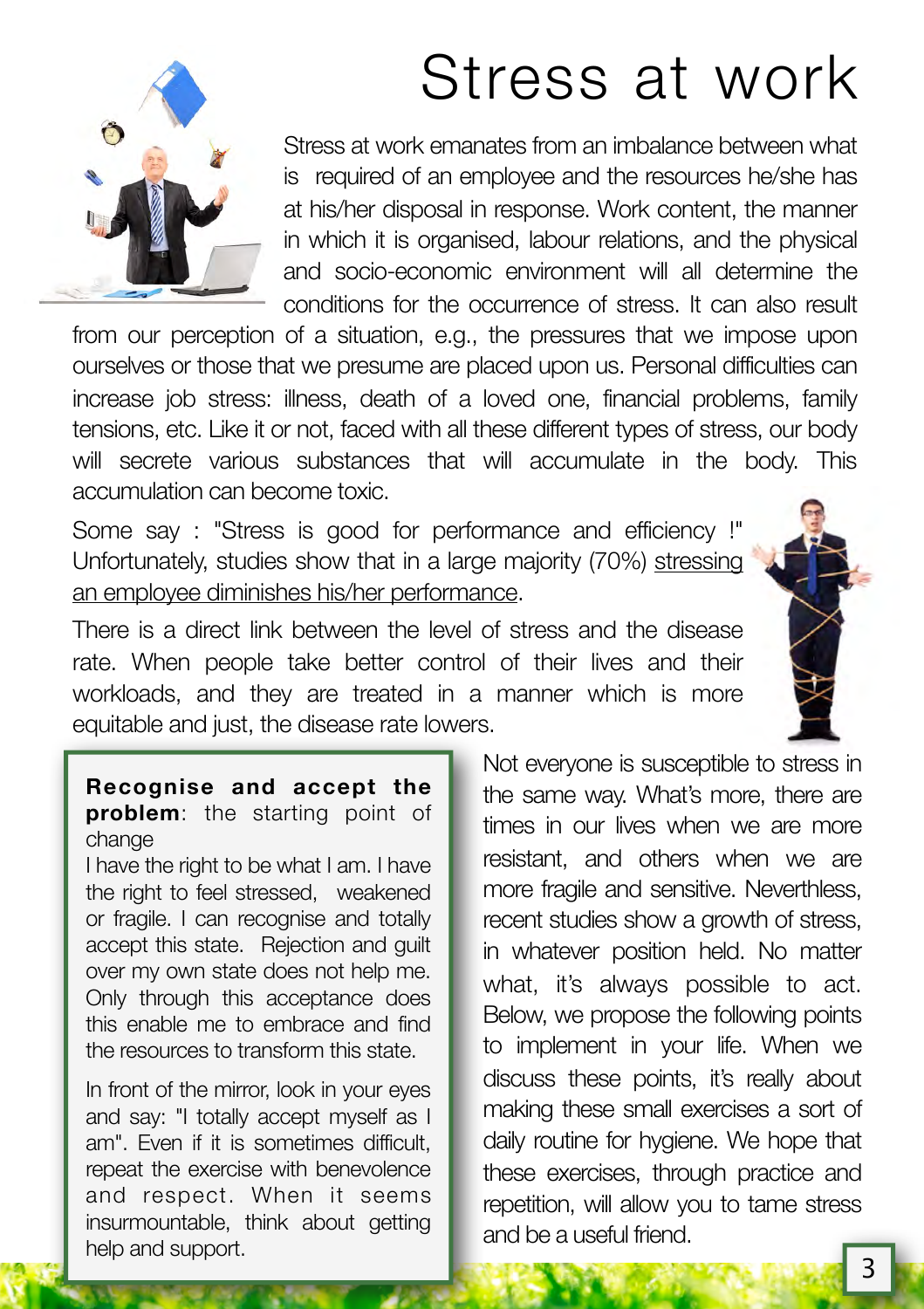# Stress at work

Stress at work emanates from an imbalance between what is required of an employee and the resources he/she has at his/her disposal in response. Work content, the manner in which it is organised, labour relations, and the physical and socio-economic environment will all determine the conditions for the occurrence of stress. It can also result from our perception of a situation, e.g., the pressures that we impose upon ourselves or those that we presume are placed upon us. Personal difficulties can increase job stress: illness, death of a loved one, financial problems, family tensions, etc. Like it or not, faced with all these different types of stress, our body will secrete various substances that will accumulate in the body. This accumulation can become toxic.

Some say : "Stress is good for performance and efficiency !" Unfortunately, studies show that in a large majority (70%) stressing an employee diminishes his/her performance.

There is a direct link between the level of stress and the disease rate. When people take better control of their lives and their workloads, and they are treated in a manner which is more equitable and just, the disease rate lowers.

**Recognise and accept the problem**: the starting point of change

I have the right to be what I am. I have the right to feel stressed, weakened or fragile. I can recognise and totally accept this state. Rejection and guilt over my own state does not help me. Only through this acceptance does this enable me to embrace and find the resources to transform this state.

In front of the mirror, look in your eyes and say: "I totally accept myself as I am". Even if it is sometimes difficult, repeat the exercise with benevolence and respect. When it seems insurmountable, think about getting help and support.

Not everyone is susceptible to stress in the same way. What's more, there are times in our lives when we are more resistant, and others when we are more fragile and sensitive. Neverthless, recent studies show a growth of stress, in whatever position held. No matter what, it's always possible to act. Below, we propose the following points to implement in your life. When we discuss these points, it's really about making these small exercises a sort of daily routine for hygiene. We hope that these exercises, through practice and repetition, will allow you to tame stress and be a useful friend.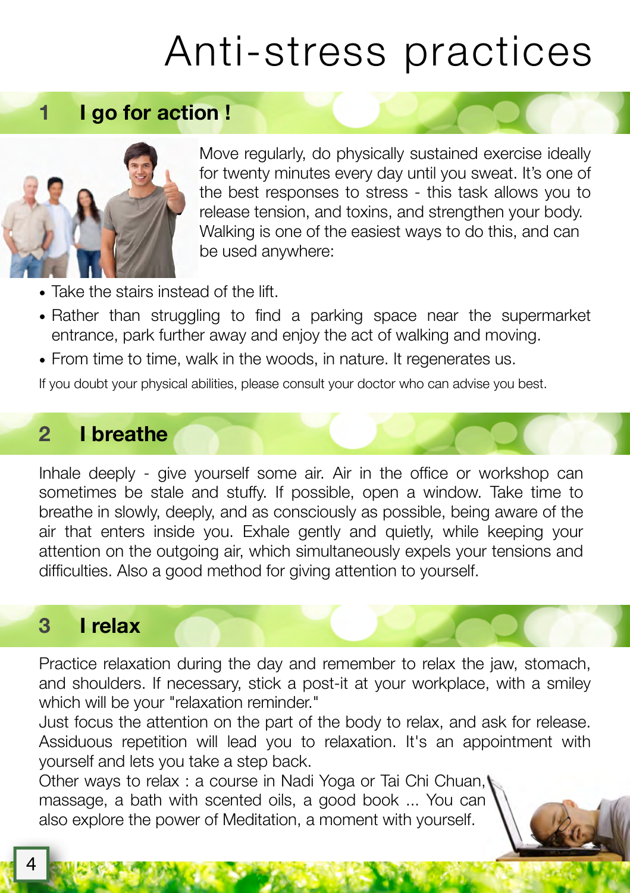# Anti-stress practices

## 1 I go for action !

Move regularly, do physically sustained exercise ideally for twenty minutes every day until you sweat. It's one of the best responses to stress - this task allows you to release tension, and toxins, and strengthen your body. Walking is one of the easiest ways to do this, and can be used anywhere:

- Take the stairs instead of the lift.
- Rather than struggling to find a parking space near the supermarket entrance, park further away and enjoy the act of walking and moving.
- From time to time, walk in the woods, in nature. It regenerates us.

If you doubt your physical abilities, please consult your doctor who can advise you best.

## 2 I breathe

Inhale deeply - give yourself some air. Air in the office or workshop can sometimes be stale and stuffy. If possible, open a window. Take time to breathe in slowly, deeply, and as consciously as possible, being aware of the air that enters inside you. Exhale gently and quietly, while keeping your attention on the outgoing air, which simultaneously expels your tensions and difficulties. Also a good method for giving attention to yourself.

## 3 I relax

Practice relaxation during the day and remember to relax the jaw, stomach, and shoulders. If necessary, stick a post-it at your workplace, with a smiley which will be your "relaxation reminder."

Just focus the attention on the part of the body to relax, and ask for release. Assiduous repetition will lead you to relaxation. It's an appointment with yourself and lets you take a step back.

Other ways to relax : a course in Nadi Yoga or Tai Chi Chuan, massage, a bath with scented oils, a good book ... You can also explore the power of Meditation, a moment with yourself.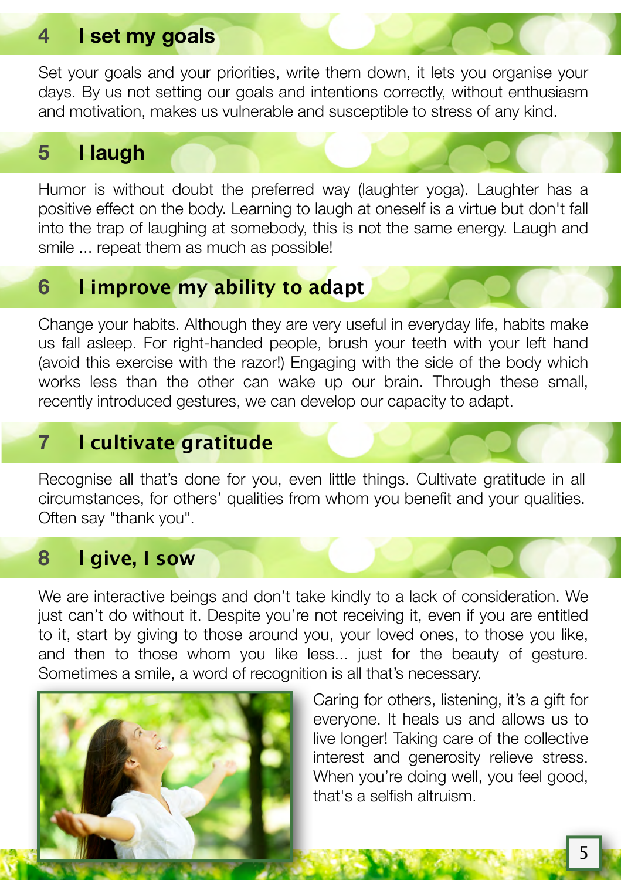## 4 I set my goals

Set your goals and your priorities, write them down, it lets you organise your days. By us not setting our goals and intentions correctly, without enthusiasm and motivation, makes us vulnerable and susceptible to stress of any kind.

## 5 I laugh

Humor is without doubt the preferred way (laughter yoga). Laughter has a positive effect on the body. Learning to laugh at oneself is a virtue but don't fall into the trap of laughing at somebody, this is not the same energy. Laugh and smile ... repeat them as much as possible!

## 6 I improve my ability to adapt

Change your habits. Although they are very useful in everyday life, habits make us fall asleep. For right-handed people, brush your teeth with your left hand (avoid this exercise with the razor!) Engaging with the side of the body which works less than the other can wake up our brain. Through these small, recently introduced gestures, we can develop our capacity to adapt.

## 7 I cultivate gratitude

Recognise all that's done for you, even little things. Cultivate gratitude in all circumstances, for others' qualities from whom you benefit and your qualities. Often say "thank you".

## 8 I give, I sow

We are interactive beings and don't take kindly to a lack of consideration. We just can't do without it. Despite you're not receiving it, even if you are entitled to it, start by giving to those around you, your loved ones, to those you like, and then to those whom you like less... just for the beauty of gesture. Sometimes a smile, a word of recognition is all that's necessary.

Caring for others, listening, it's a gift for everyone. It heals us and allows us to live longer! Taking care of the collective interest and generosity relieve stress. When you're doing well, you feel good, that's a selfish altruism.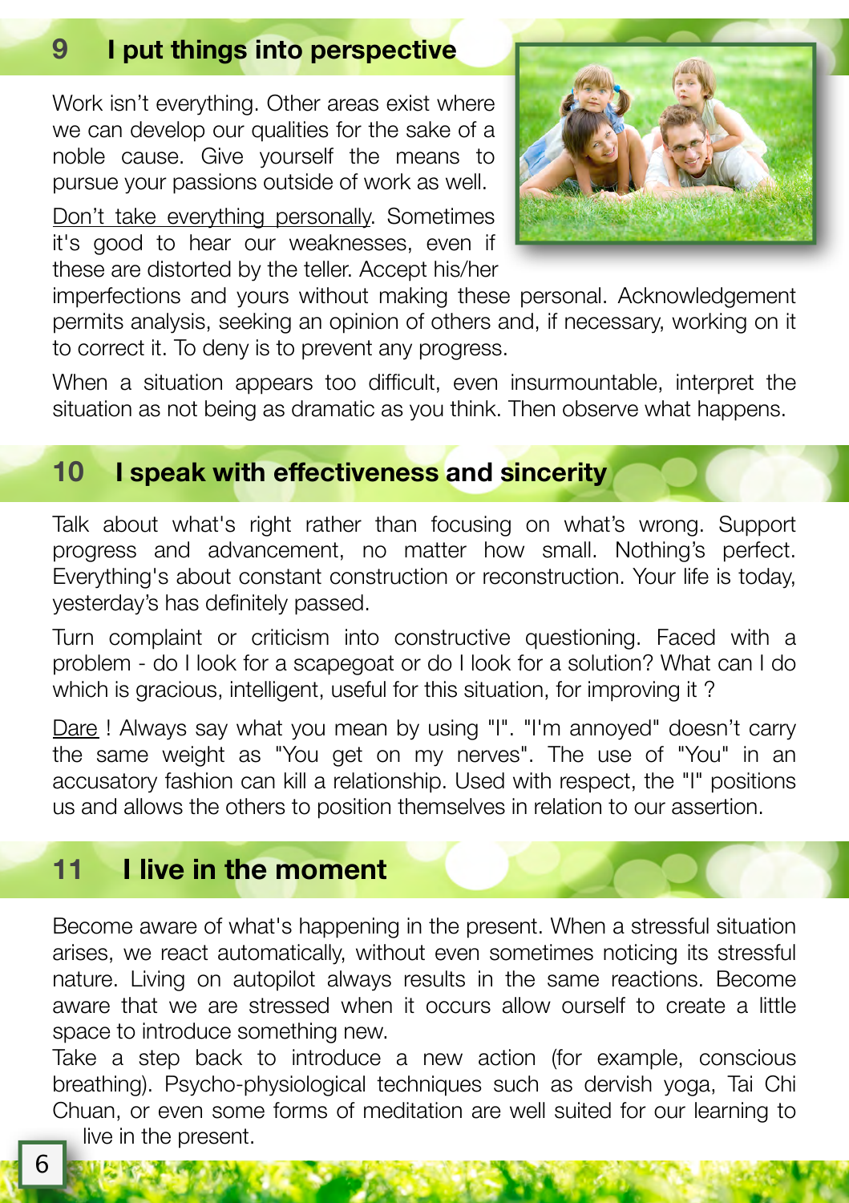## 9 I put things into perspective

Work isn't everything. Other areas exist where we can develop our qualities for the sake of a noble cause. Give yourself the means to pursue your passions outside of work as well.

Don't take everything personally. Sometimes it's good to hear our weaknesses, even if these are distorted by the teller. Accept his/her imperfections and yours without making these personal. Acknowledgement permits analysis, seeking an opinion of others and, if necessary, working on it to correct it. To deny is to prevent any progress.

When a situation appears too difficult, even insurmountable, interpret the situation as not being as dramatic as you think. Then observe what happens.

## 10 I speak with effectiveness and sincerity

Talk about what's right rather than focusing on what's wrong. Support progress and advancement, no matter how small. Nothing's perfect. Everything's about constant construction or reconstruction. Your life is today, yesterday's has definitely passed.

Turn complaint or criticism into constructive questioning. Faced with a problem - do I look for a scapegoat or do I look for a solution? What can I do which is gracious, intelligent, useful for this situation, for improving it ?

Dare ! Always say what you mean by using "I". "I'm annoyed" doesn't carry the same weight as "You get on my nerves". The use of "You" in an accusatory fashion can kill a relationship. Used with respect, the "I" positions us and allows the others to position themselves in relation to our assertion.

## 11 I live in the moment

Become aware of what's happening in the present. When a stressful situation arises, we react automatically, without even sometimes noticing its stressful nature. Living on autopilot always results in the same reactions. Become aware that we are stressed when it occurs allow ourself to create a little space to introduce something new.

Take a step back to introduce a new action (for example, conscious breathing). Psycho-physiological techniques such as dervish yoga, Tai Chi Chuan, or even some forms of meditation are well suited for our learning to live in the present.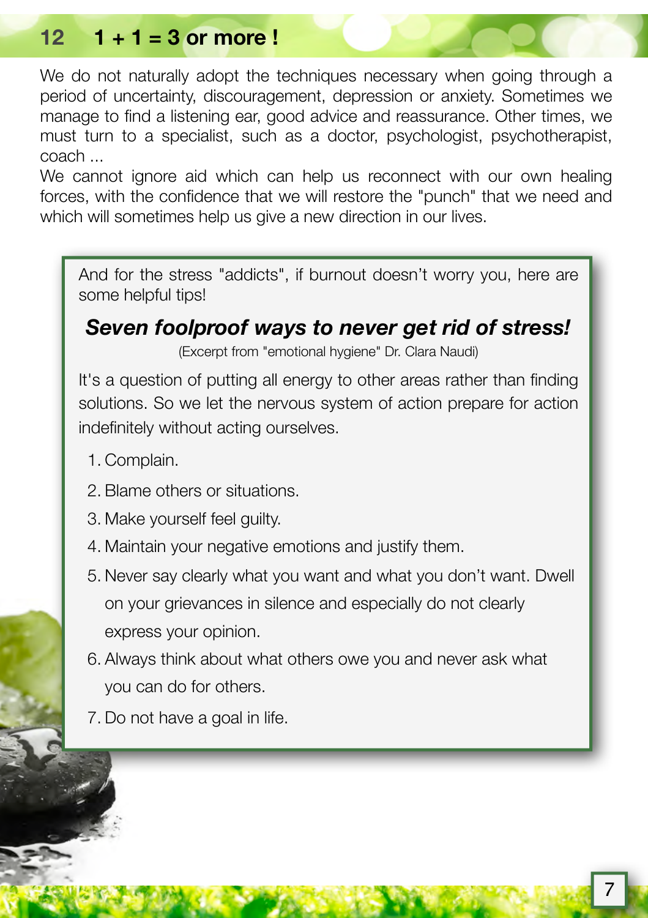## 12 1 + 1 = 3 or more !

We do not naturally adopt the techniques necessary when going through a period of uncertainty, discouragement, depression or anxiety. Sometimes we manage to find a listening ear, good advice and reassurance. Other times, we must turn to a specialist, such as a doctor, psychologist, psychotherapist, coach ...

We cannot ignore aid which can help us reconnect with our own healing forces, with the confidence that we will restore the "punch" that we need and which will sometimes help us give a new direction in our lives.

And for the stress "addicts", if burnout doesn't worry you, here are some helpful tips!

### *Seven foolproof ways to never get rid of stress!*

(Excerpt from "emotional hygiene" Dr. Clara Naudi)

It's a question of putting all energy to other areas rather than finding solutions. So we let the nervous system of action prepare for action indefinitely without acting ourselves.

1. Complain.
2. Blame others or situations.
3. Make yourself feel guilty.
4. Maintain your negative emotions and justify them.
5. Never say clearly what you want and what you don't want. Dwell on your grievances in silence and especially do not clearly express your opinion.
6. Always think about what others owe you and never ask what you can do for others.
7. Do not have a goal in life.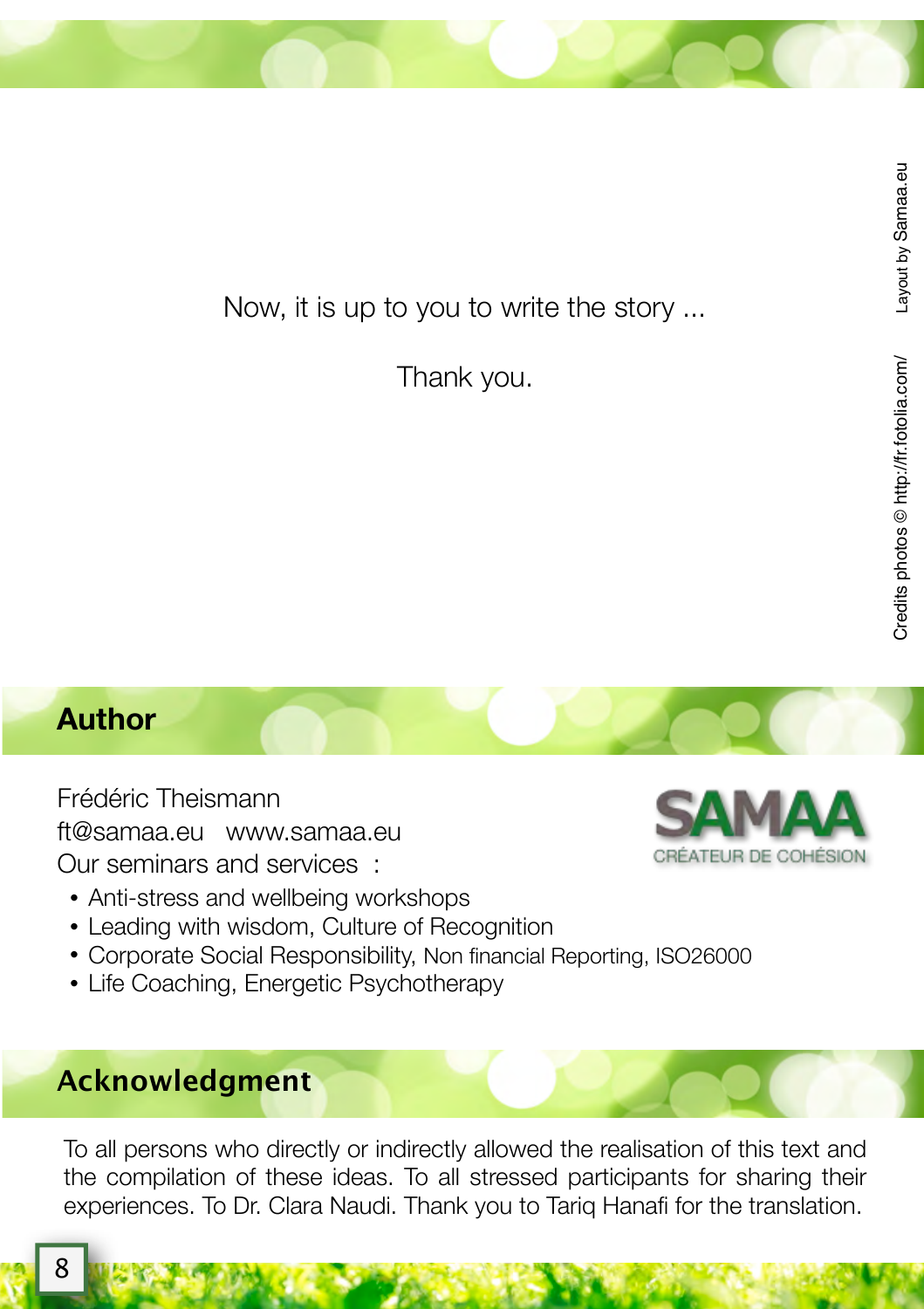Now, it is up to you to write the story ...

Thank you.

Layout by Samaa.eu

Credits photos © http://fr.fotolia.com/

## Author

Frédéric Theismann
ft@samaa.eu www.samaa.eu
Our seminars and services :

- Anti-stress and wellbeing workshops
- Leading with wisdom, Culture of Recognition
- Corporate Social Responsibility, Non financial Reporting, ISO26000
- Life Coaching, Energetic Psychotherapy

SAMAA
CRÉATEUR DE COHÉSION

## Acknowledgment

To all persons who directly or indirectly allowed the realisation of this text and the compilation of these ideas. To all stressed participants for sharing their experiences. To Dr. Clara Naudi. Thank you to Tariq Hanafi for the translation.